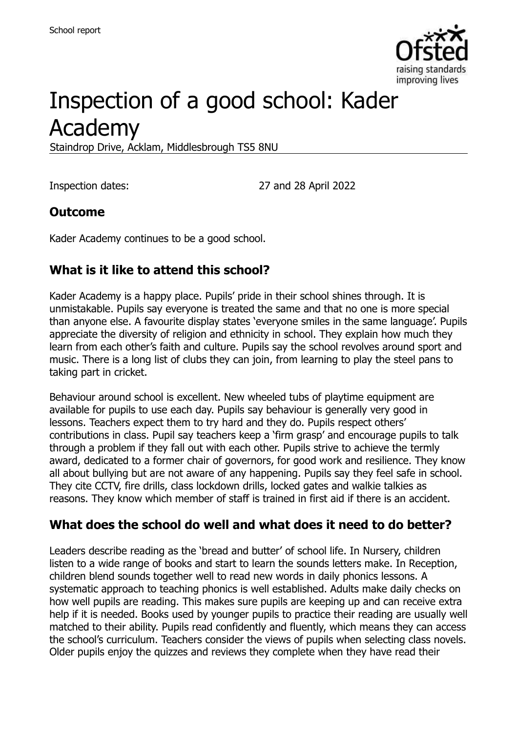School report

# Inspection of a good school: Kader Academy

Staindrop Drive, Acklam, Middlesbrough TS5 8NU

Inspection dates: 27 and 28 April 2022

## Outcome

Kader Academy continues to be a good school.

## What is it like to attend this school?

Kader Academy is a happy place. Pupils' pride in their school shines through. It is unmistakable. Pupils say everyone is treated the same and that no one is more special than anyone else. A favourite display states 'everyone smiles in the same language'. Pupils appreciate the diversity of religion and ethnicity in school. They explain how much they learn from each other's faith and culture. Pupils say the school revolves around sport and music. There is a long list of clubs they can join, from learning to play the steel pans to taking part in cricket.

Behaviour around school is excellent. New wheeled tubs of playtime equipment are available for pupils to use each day. Pupils say behaviour is generally very good in lessons. Teachers expect them to try hard and they do. Pupils respect others' contributions in class. Pupil say teachers keep a 'firm grasp' and encourage pupils to talk through a problem if they fall out with each other. Pupils strive to achieve the termly award, dedicated to a former chair of governors, for good work and resilience. They know all about bullying but are not aware of any happening. Pupils say they feel safe in school. They cite CCTV, fire drills, class lockdown drills, locked gates and walkie talkies as reasons. They know which member of staff is trained in first aid if there is an accident.

## What does the school do well and what does it need to do better?

Leaders describe reading as the 'bread and butter' of school life. In Nursery, children listen to a wide range of books and start to learn the sounds letters make. In Reception, children blend sounds together well to read new words in daily phonics lessons. A systematic approach to teaching phonics is well established. Adults make daily checks on how well pupils are reading. This makes sure pupils are keeping up and can receive extra help if it is needed. Books used by younger pupils to practice their reading are usually well matched to their ability. Pupils read confidently and fluently, which means they can access the school's curriculum. Teachers consider the views of pupils when selecting class novels. Older pupils enjoy the quizzes and reviews they complete when they have read their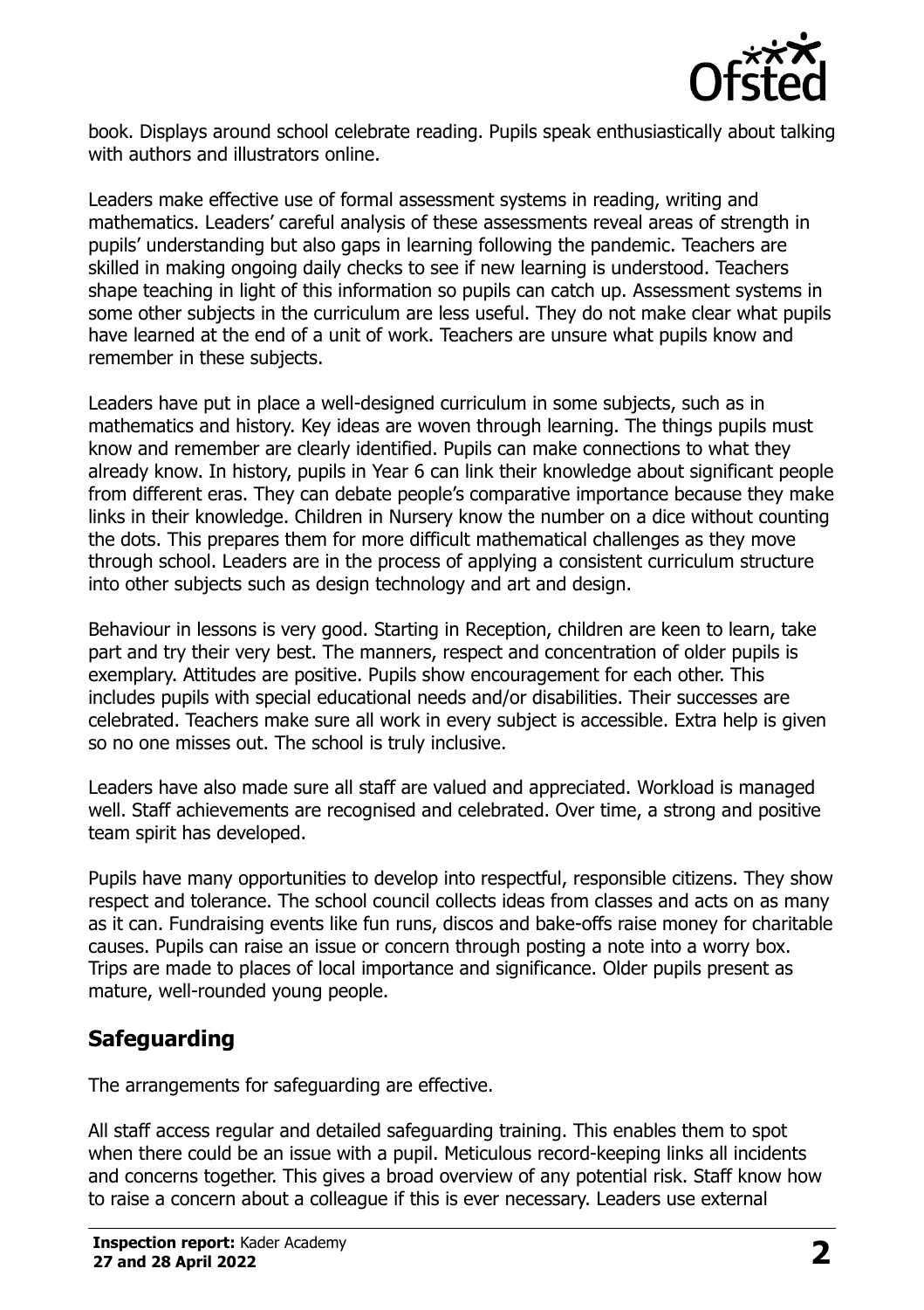book. Displays around school celebrate reading. Pupils speak enthusiastically about talking with authors and illustrators online.

Leaders make effective use of formal assessment systems in reading, writing and mathematics. Leaders' careful analysis of these assessments reveal areas of strength in pupils' understanding but also gaps in learning following the pandemic. Teachers are skilled in making ongoing daily checks to see if new learning is understood. Teachers shape teaching in light of this information so pupils can catch up. Assessment systems in some other subjects in the curriculum are less useful. They do not make clear what pupils have learned at the end of a unit of work. Teachers are unsure what pupils know and remember in these subjects.

Leaders have put in place a well-designed curriculum in some subjects, such as in mathematics and history. Key ideas are woven through learning. The things pupils must know and remember are clearly identified. Pupils can make connections to what they already know. In history, pupils in Year 6 can link their knowledge about significant people from different eras. They can debate people's comparative importance because they make links in their knowledge. Children in Nursery know the number on a dice without counting the dots. This prepares them for more difficult mathematical challenges as they move through school. Leaders are in the process of applying a consistent curriculum structure into other subjects such as design technology and art and design.

Behaviour in lessons is very good. Starting in Reception, children are keen to learn, take part and try their very best. The manners, respect and concentration of older pupils is exemplary. Attitudes are positive. Pupils show encouragement for each other. This includes pupils with special educational needs and/or disabilities. Their successes are celebrated. Teachers make sure all work in every subject is accessible. Extra help is given so no one misses out. The school is truly inclusive.

Leaders have also made sure all staff are valued and appreciated. Workload is managed well. Staff achievements are recognised and celebrated. Over time, a strong and positive team spirit has developed.

Pupils have many opportunities to develop into respectful, responsible citizens. They show respect and tolerance. The school council collects ideas from classes and acts on as many as it can. Fundraising events like fun runs, discos and bake-offs raise money for charitable causes. Pupils can raise an issue or concern through posting a note into a worry box. Trips are made to places of local importance and significance. Older pupils present as mature, well-rounded young people.

## Safeguarding

The arrangements for safeguarding are effective.

All staff access regular and detailed safeguarding training. This enables them to spot when there could be an issue with a pupil. Meticulous record-keeping links all incidents and concerns together. This gives a broad overview of any potential risk. Staff know how to raise a concern about a colleague if this is ever necessary. Leaders use external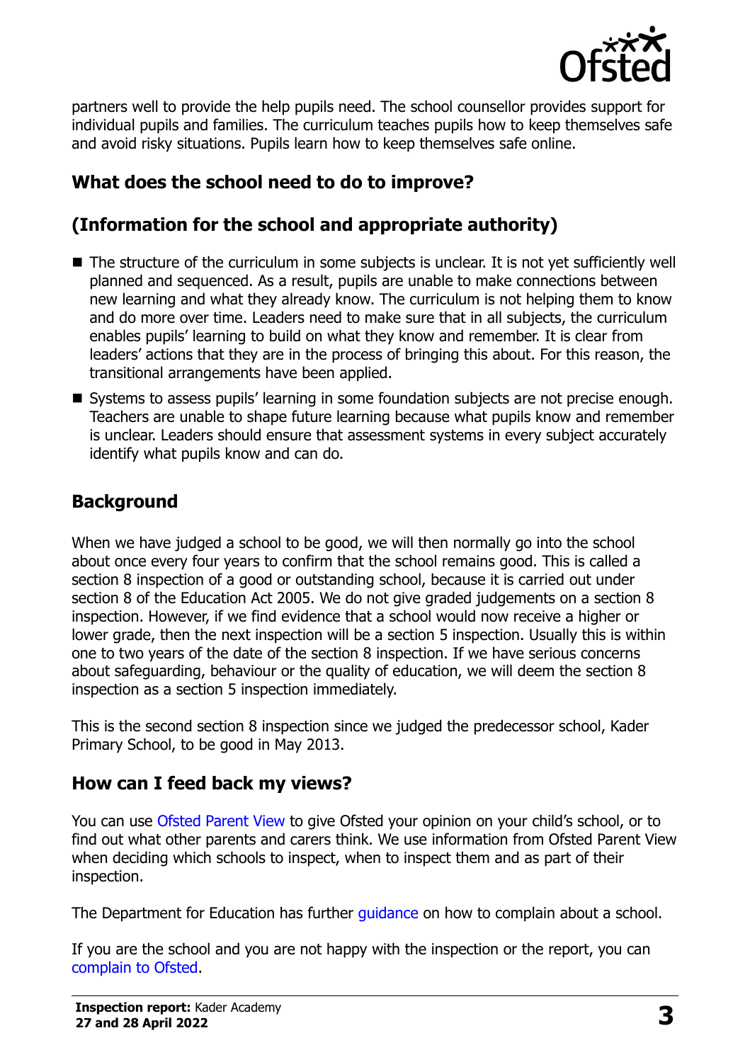partners well to provide the help pupils need. The school counsellor provides support for individual pupils and families. The curriculum teaches pupils how to keep themselves safe and avoid risky situations. Pupils learn how to keep themselves safe online.

## What does the school need to do to improve?

## (Information for the school and appropriate authority)

- The structure of the curriculum in some subjects is unclear. It is not yet sufficiently well planned and sequenced. As a result, pupils are unable to make connections between new learning and what they already know. The curriculum is not helping them to know and do more over time. Leaders need to make sure that in all subjects, the curriculum enables pupils' learning to build on what they know and remember. It is clear from leaders' actions that they are in the process of bringing this about. For this reason, the transitional arrangements have been applied.
- Systems to assess pupils' learning in some foundation subjects are not precise enough. Teachers are unable to shape future learning because what pupils know and remember is unclear. Leaders should ensure that assessment systems in every subject accurately identify what pupils know and can do.

## Background

When we have judged a school to be good, we will then normally go into the school about once every four years to confirm that the school remains good. This is called a section 8 inspection of a good or outstanding school, because it is carried out under section 8 of the Education Act 2005. We do not give graded judgements on a section 8 inspection. However, if we find evidence that a school would now receive a higher or lower grade, then the next inspection will be a section 5 inspection. Usually this is within one to two years of the date of the section 8 inspection. If we have serious concerns about safeguarding, behaviour or the quality of education, we will deem the section 8 inspection as a section 5 inspection immediately.

This is the second section 8 inspection since we judged the predecessor school, Kader Primary School, to be good in May 2013.

## How can I feed back my views?

You can use Ofsted Parent View to give Ofsted your opinion on your child's school, or to find out what other parents and carers think. We use information from Ofsted Parent View when deciding which schools to inspect, when to inspect them and as part of their inspection.

The Department for Education has further guidance on how to complain about a school.

If you are the school and you are not happy with the inspection or the report, you can complain to Ofsted.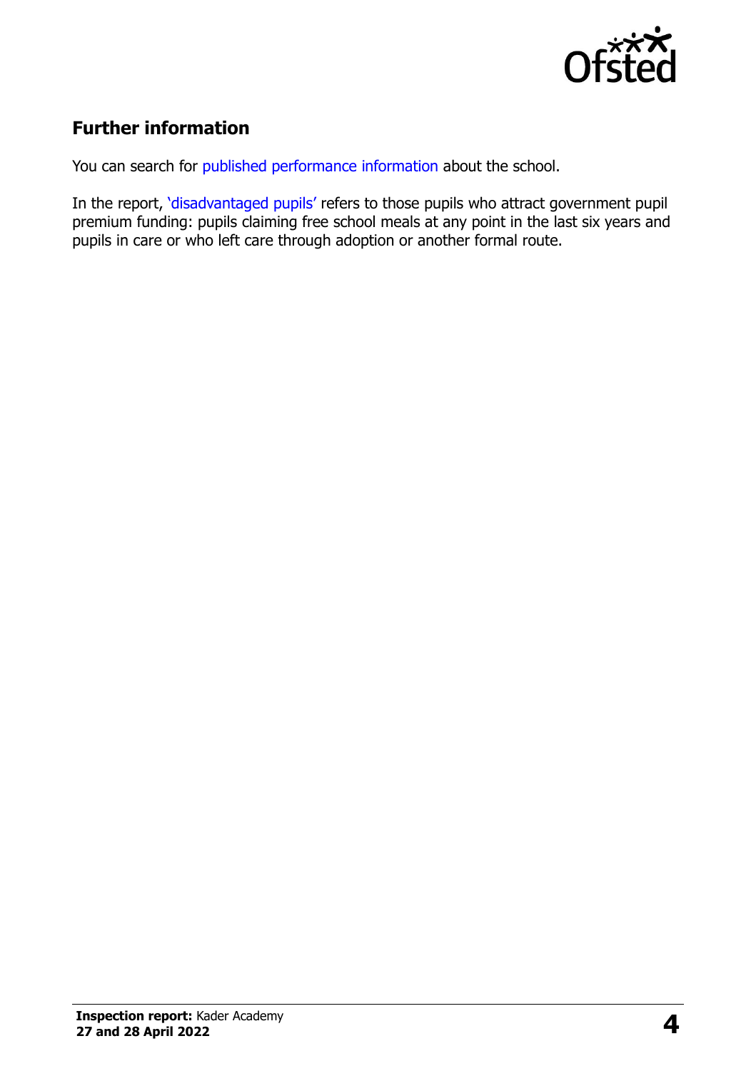## Further information

You can search for published performance information about the school.

In the report, 'disadvantaged pupils' refers to those pupils who attract government pupil premium funding: pupils claiming free school meals at any point in the last six years and pupils in care or who left care through adoption or another formal route.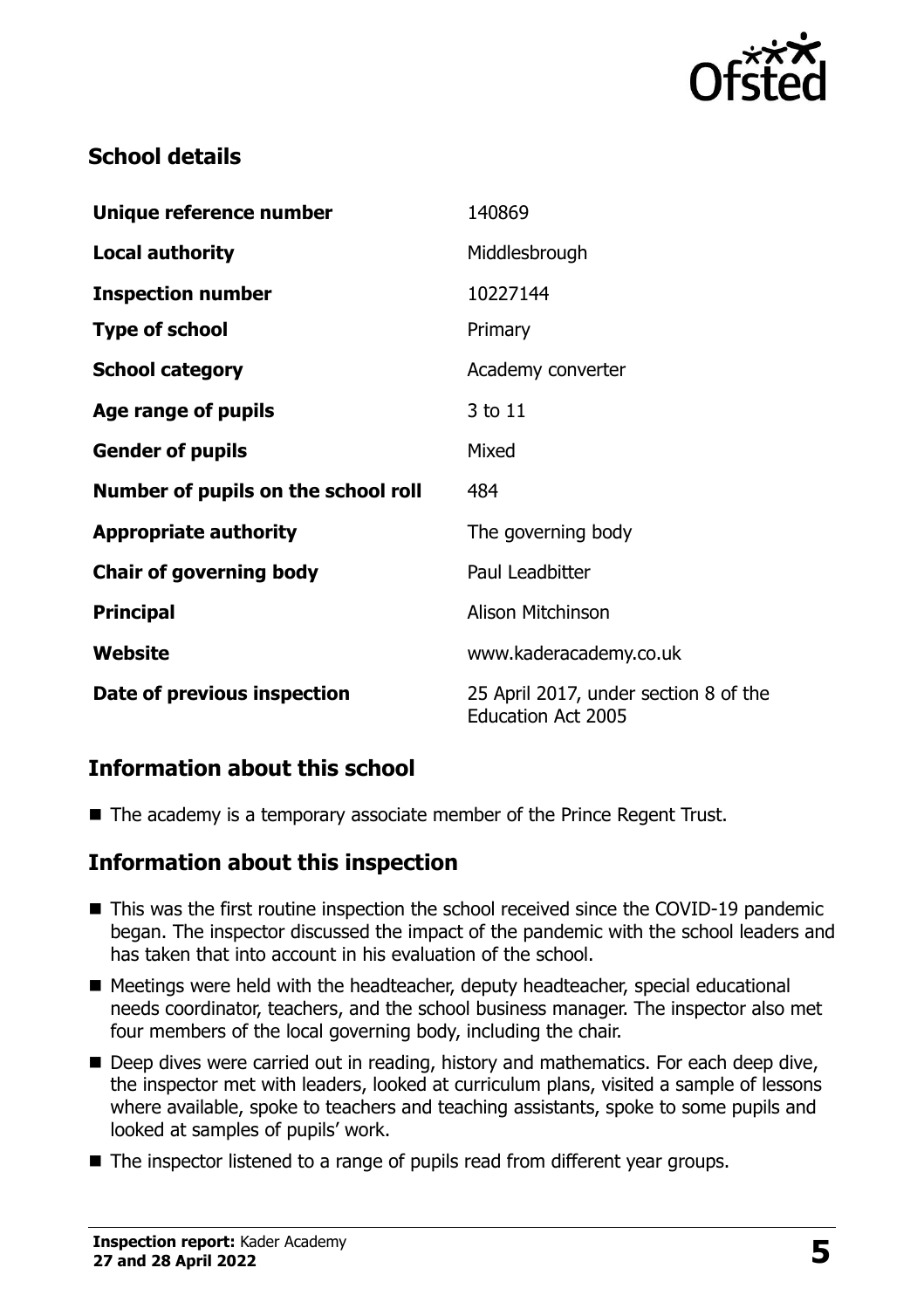## School details

| | |
|---|---|
| **Unique reference number** | 140869 |
| **Local authority** | Middlesbrough |
| **Inspection number** | 10227144 |
| **Type of school** | Primary |
| **School category** | Academy converter |
| **Age range of pupils** | 3 to 11 |
| **Gender of pupils** | Mixed |
| **Number of pupils on the school roll** | 484 |
| **Appropriate authority** | The governing body |
| **Chair of governing body** | Paul Leadbitter |
| **Principal** | Alison Mitchinson |
| **Website** | www.kaderacademy.co.uk |
| **Date of previous inspection** | 25 April 2017, under section 8 of the Education Act 2005 |

## Information about this school

- The academy is a temporary associate member of the Prince Regent Trust.

## Information about this inspection

- This was the first routine inspection the school received since the COVID-19 pandemic began. The inspector discussed the impact of the pandemic with the school leaders and has taken that into account in his evaluation of the school.
- Meetings were held with the headteacher, deputy headteacher, special educational needs coordinator, teachers, and the school business manager. The inspector also met four members of the local governing body, including the chair.
- Deep dives were carried out in reading, history and mathematics. For each deep dive, the inspector met with leaders, looked at curriculum plans, visited a sample of lessons where available, spoke to teachers and teaching assistants, spoke to some pupils and looked at samples of pupils' work.
- The inspector listened to a range of pupils read from different year groups.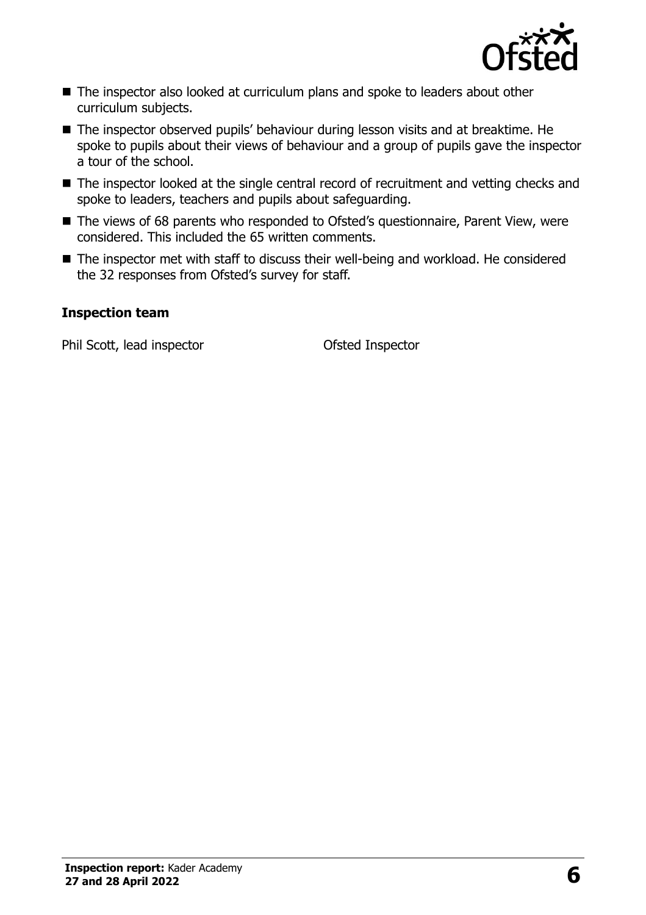- The inspector also looked at curriculum plans and spoke to leaders about other curriculum subjects.
- The inspector observed pupils' behaviour during lesson visits and at breaktime. He spoke to pupils about their views of behaviour and a group of pupils gave the inspector a tour of the school.
- The inspector looked at the single central record of recruitment and vetting checks and spoke to leaders, teachers and pupils about safeguarding.
- The views of 68 parents who responded to Ofsted's questionnaire, Parent View, were considered. This included the 65 written comments.
- The inspector met with staff to discuss their well-being and workload. He considered the 32 responses from Ofsted's survey for staff.

### Inspection team

| | |
|---|---|
| Phil Scott, lead inspector | Ofsted Inspector |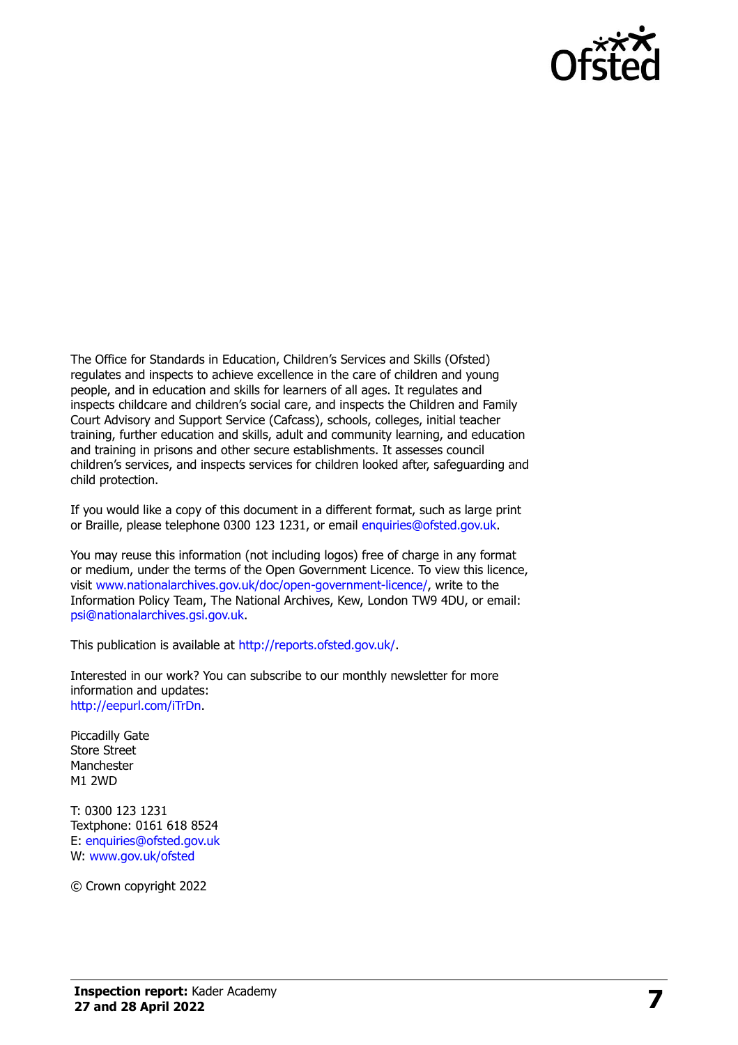The Office for Standards in Education, Children's Services and Skills (Ofsted) regulates and inspects to achieve excellence in the care of children and young people, and in education and skills for learners of all ages. It regulates and inspects childcare and children's social care, and inspects the Children and Family Court Advisory and Support Service (Cafcass), schools, colleges, initial teacher training, further education and skills, adult and community learning, and education and training in prisons and other secure establishments. It assesses council children's services, and inspects services for children looked after, safeguarding and child protection.

If you would like a copy of this document in a different format, such as large print or Braille, please telephone 0300 123 1231, or email enquiries@ofsted.gov.uk.

You may reuse this information (not including logos) free of charge in any format or medium, under the terms of the Open Government Licence. To view this licence, visit www.nationalarchives.gov.uk/doc/open-government-licence/, write to the Information Policy Team, The National Archives, Kew, London TW9 4DU, or email: psi@nationalarchives.gsi.gov.uk.

This publication is available at http://reports.ofsted.gov.uk/.

Interested in our work? You can subscribe to our monthly newsletter for more information and updates:
http://eepurl.com/iTrDn.

Piccadilly Gate
Store Street
Manchester
M1 2WD

T: 0300 123 1231
Textphone: 0161 618 8524
E: enquiries@ofsted.gov.uk
W: www.gov.uk/ofsted

© Crown copyright 2022